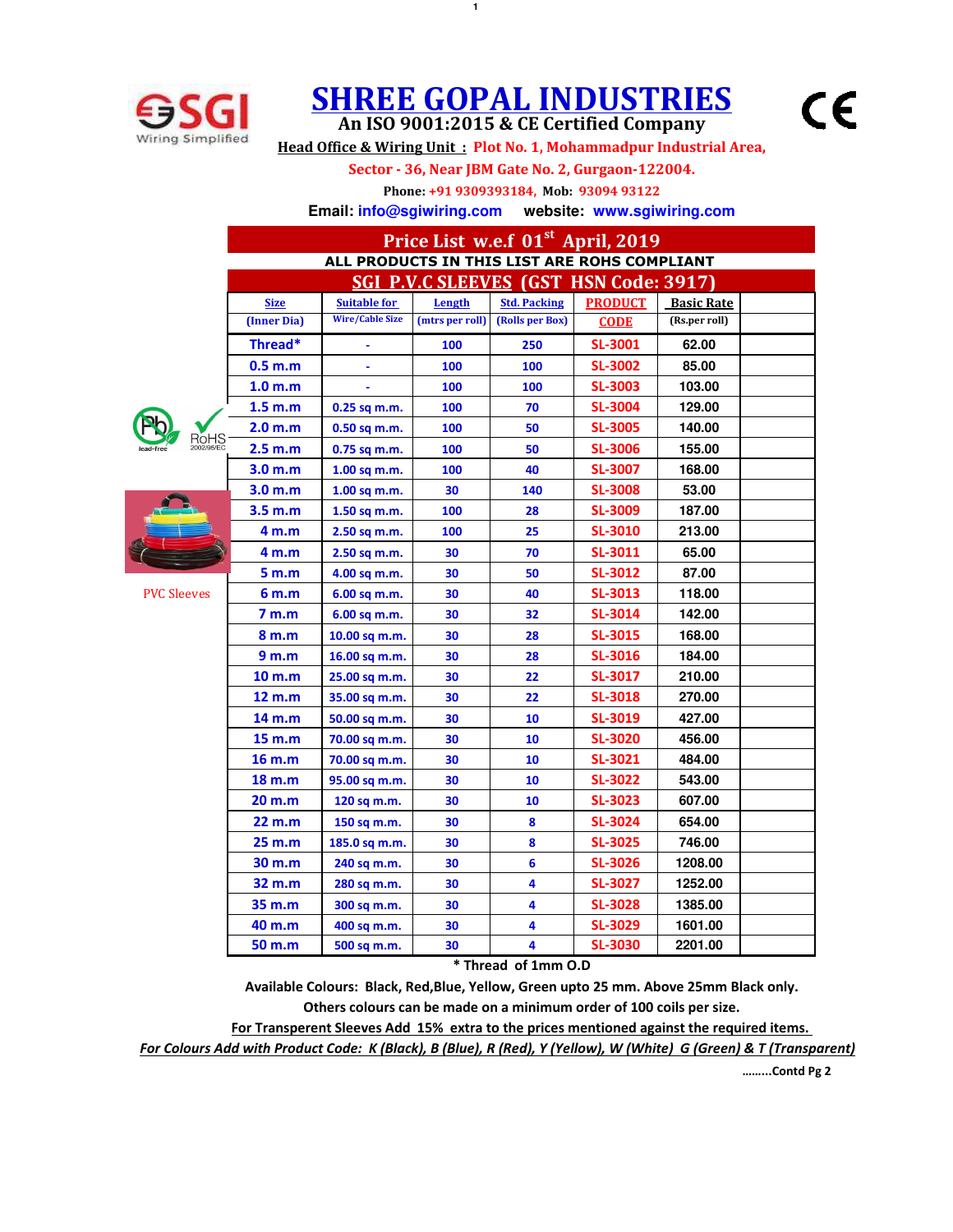# SHREE GOPAL INDUSTRIES

**An ISO 9001:2015 & CE Certified Company**

**Head Office & Wiring Unit :** Plot No. 1, Mohammadpur Industrial Area, Sector - 36, Near JBM Gate No. 2, Gurgaon-122004.

**Phone:** +91 9309393184, **Mob:** 93094 93122

**Email:** info@sgiwiring.com **website:** www.sgiwiring.com

## Price List w.e.f 01st April, 2019

**ALL PRODUCTS IN THIS LIST ARE ROHS COMPLIANT**

### SGI P.V.C SLEEVES (GST HSN Code: 3917)

PVC Sleeves

| Size (Inner Dia) | Suitable for Wire/Cable Size | Length (mtrs per roll) | Std. Packing (Rolls per Box) | PRODUCT CODE | Basic Rate (Rs.per roll) |
|---|---|---|---|---|---|
| Thread* | - | 100 | 250 | SL-3001 | 62.00 |
| 0.5 m.m | - | 100 | 100 | SL-3002 | 85.00 |
| 1.0 m.m | - | 100 | 100 | SL-3003 | 103.00 |
| 1.5 m.m | 0.25 sq m.m. | 100 | 70 | SL-3004 | 129.00 |
| 2.0 m.m | 0.50 sq m.m. | 100 | 50 | SL-3005 | 140.00 |
| 2.5 m.m | 0.75 sq m.m. | 100 | 50 | SL-3006 | 155.00 |
| 3.0 m.m | 1.00 sq m.m. | 100 | 40 | SL-3007 | 168.00 |
| 3.0 m.m | 1.00 sq m.m. | 30 | 140 | SL-3008 | 53.00 |
| 3.5 m.m | 1.50 sq m.m. | 100 | 28 | SL-3009 | 187.00 |
| 4 m.m | 2.50 sq m.m. | 100 | 25 | SL-3010 | 213.00 |
| 4 m.m | 2.50 sq m.m. | 30 | 70 | SL-3011 | 65.00 |
| 5 m.m | 4.00 sq m.m. | 30 | 50 | SL-3012 | 87.00 |
| 6 m.m | 6.00 sq m.m. | 30 | 40 | SL-3013 | 118.00 |
| 7 m.m | 6.00 sq m.m. | 30 | 32 | SL-3014 | 142.00 |
| 8 m.m | 10.00 sq m.m. | 30 | 28 | SL-3015 | 168.00 |
| 9 m.m | 16.00 sq m.m. | 30 | 28 | SL-3016 | 184.00 |
| 10 m.m | 25.00 sq m.m. | 30 | 22 | SL-3017 | 210.00 |
| 12 m.m | 35.00 sq m.m. | 30 | 22 | SL-3018 | 270.00 |
| 14 m.m | 50.00 sq m.m. | 30 | 10 | SL-3019 | 427.00 |
| 15 m.m | 70.00 sq m.m. | 30 | 10 | SL-3020 | 456.00 |
| 16 m.m | 70.00 sq m.m. | 30 | 10 | SL-3021 | 484.00 |
| 18 m.m | 95.00 sq m.m. | 30 | 10 | SL-3022 | 543.00 |
| 20 m.m | 120 sq m.m. | 30 | 10 | SL-3023 | 607.00 |
| 22 m.m | 150 sq m.m. | 30 | 8 | SL-3024 | 654.00 |
| 25 m.m | 185.0 sq m.m. | 30 | 8 | SL-3025 | 746.00 |
| 30 m.m | 240 sq m.m. | 30 | 6 | SL-3026 | 1208.00 |
| 32 m.m | 280 sq m.m. | 30 | 4 | SL-3027 | 1252.00 |
| 35 m.m | 300 sq m.m. | 30 | 4 | SL-3028 | 1385.00 |
| 40 m.m | 400 sq m.m. | 30 | 4 | SL-3029 | 1601.00 |
| 50 m.m | 500 sq m.m. | 30 | 4 | SL-3030 | 2201.00 |

\* Thread of 1mm O.D

**Available Colours: Black, Red,Blue, Yellow, Green upto 25 mm. Above 25mm Black only.**

**Others colours can be made on a minimum order of 100 coils per size.**

**For Transperent Sleeves Add 15% extra to the prices mentioned against the required items.**

***For Colours Add with Product Code: K (Black), B (Blue), R (Red), Y (Yellow), W (White) G (Green) & T (Transparent)***

………Contd Pg 2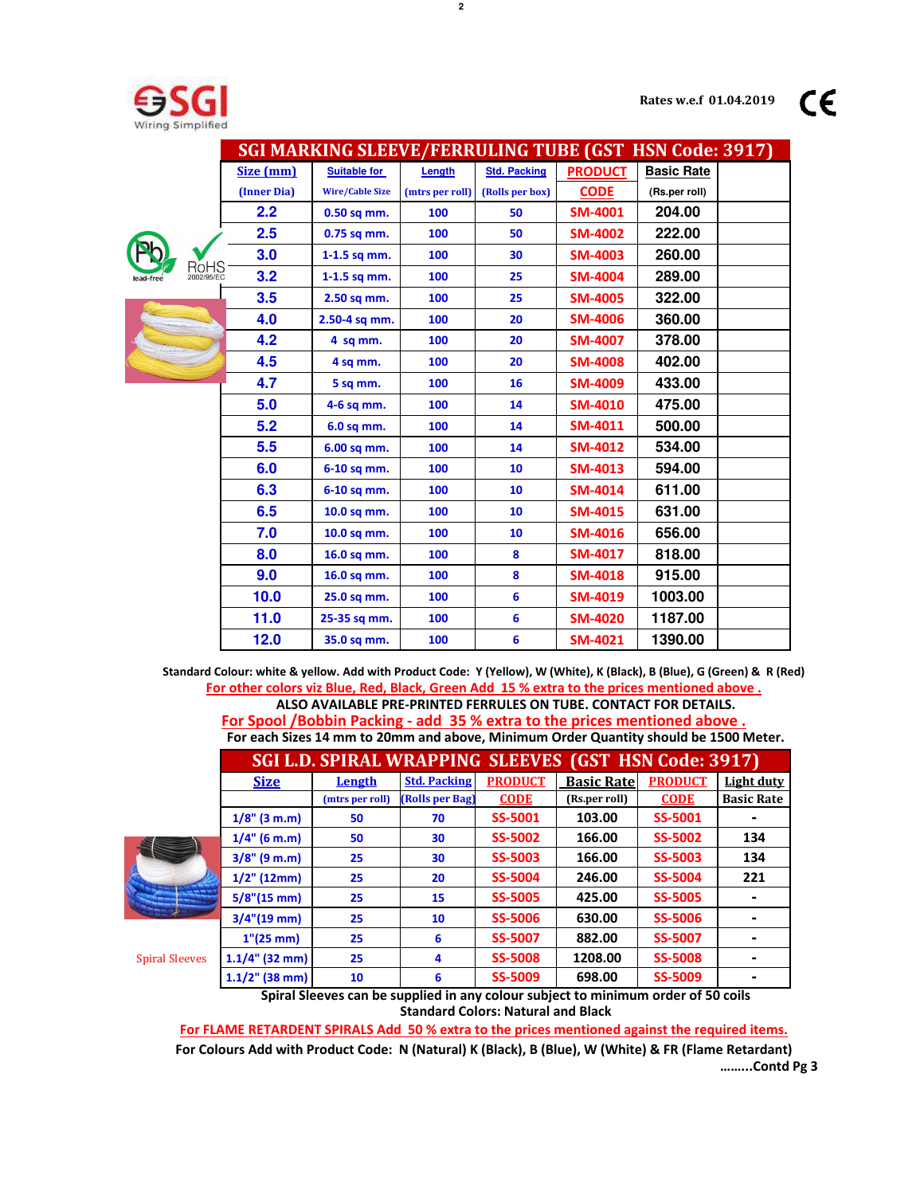SGI Wiring Simplified

Rates w.e.f 01.04.2019

## SGI MARKING SLEEVE/FERRULING TUBE (GST HSN Code: 3917)

| Size (mm) (Inner Dia) | Suitable for Wire/Cable Size | Length (mtrs per roll) | Std. Packing (Rolls per box) | PRODUCT CODE | Basic Rate (Rs.per roll) |
|---|---|---|---|---|---|
| 2.2 | 0.50 sq mm. | 100 | 50 | SM-4001 | 204.00 |
| 2.5 | 0.75 sq mm. | 100 | 50 | SM-4002 | 222.00 |
| 3.0 | 1-1.5 sq mm. | 100 | 30 | SM-4003 | 260.00 |
| 3.2 | 1-1.5 sq mm. | 100 | 25 | SM-4004 | 289.00 |
| 3.5 | 2.50 sq mm. | 100 | 25 | SM-4005 | 322.00 |
| 4.0 | 2.50-4 sq mm. | 100 | 20 | SM-4006 | 360.00 |
| 4.2 | 4 sq mm. | 100 | 20 | SM-4007 | 378.00 |
| 4.5 | 4 sq mm. | 100 | 20 | SM-4008 | 402.00 |
| 4.7 | 5 sq mm. | 100 | 16 | SM-4009 | 433.00 |
| 5.0 | 4-6 sq mm. | 100 | 14 | SM-4010 | 475.00 |
| 5.2 | 6.0 sq mm. | 100 | 14 | SM-4011 | 500.00 |
| 5.5 | 6.00 sq mm. | 100 | 14 | SM-4012 | 534.00 |
| 6.0 | 6-10 sq mm. | 100 | 10 | SM-4013 | 594.00 |
| 6.3 | 6-10 sq mm. | 100 | 10 | SM-4014 | 611.00 |
| 6.5 | 10.0 sq mm. | 100 | 10 | SM-4015 | 631.00 |
| 7.0 | 10.0 sq mm. | 100 | 10 | SM-4016 | 656.00 |
| 8.0 | 16.0 sq mm. | 100 | 8 | SM-4017 | 818.00 |
| 9.0 | 16.0 sq mm. | 100 | 8 | SM-4018 | 915.00 |
| 10.0 | 25.0 sq mm. | 100 | 6 | SM-4019 | 1003.00 |
| 11.0 | 25-35 sq mm. | 100 | 6 | SM-4020 | 1187.00 |
| 12.0 | 35.0 sq mm. | 100 | 6 | SM-4021 | 1390.00 |

Pb lead-free — RoHS 2002/95/EC

**Standard Colour: white & yellow. Add with Product Code: Y (Yellow), W (White), K (Black), B (Blue), G (Green) & R (Red)**

**For other colors viz Blue, Red, Black, Green Add 15 % extra to the prices mentioned above .**

**ALSO AVAILABLE PRE-PRINTED FERRULES ON TUBE. CONTACT FOR DETAILS.**

**For Spool /Bobbin Packing - add 35 % extra to the prices mentioned above .**

**For each Sizes 14 mm to 20mm and above, Minimum Order Quantity should be 1500 Meter.**

## SGI L.D. SPIRAL WRAPPING SLEEVES (GST HSN Code: 3917)

| Size | Length (mtrs per roll) | Std. Packing (Rolls per Bag) | PRODUCT CODE | Basic Rate (Rs.per roll) | PRODUCT CODE | Light duty Basic Rate |
|---|---|---|---|---|---|---|
| 1/8" (3 m.m) | 50 | 70 | SS-5001 | 103.00 | SS-5001 | - |
| 1/4" (6 m.m) | 50 | 30 | SS-5002 | 166.00 | SS-5002 | 134 |
| 3/8" (9 m.m) | 25 | 30 | SS-5003 | 166.00 | SS-5003 | 134 |
| 1/2" (12mm) | 25 | 20 | SS-5004 | 246.00 | SS-5004 | 221 |
| 5/8"(15 mm) | 25 | 15 | SS-5005 | 425.00 | SS-5005 | - |
| 3/4"(19 mm) | 25 | 10 | SS-5006 | 630.00 | SS-5006 | - |
| 1"(25 mm) | 25 | 6 | SS-5007 | 882.00 | SS-5007 | - |
| 1.1/4" (32 mm) | 25 | 4 | SS-5008 | 1208.00 | SS-5008 | - |
| 1.1/2" (38 mm) | 10 | 6 | SS-5009 | 698.00 | SS-5009 | - |

Spiral Sleeves

**Spiral Sleeves can be supplied in any colour subject to minimum order of 50 coils**

**Standard Colors: Natural and Black**

**For FLAME RETARDENT SPIRALS Add 50 % extra to the prices mentioned against the required items.**

**For Colours Add with Product Code: N (Natural) K (Black), B (Blue), W (White) & FR (Flame Retardant)**

**.........Contd Pg 3**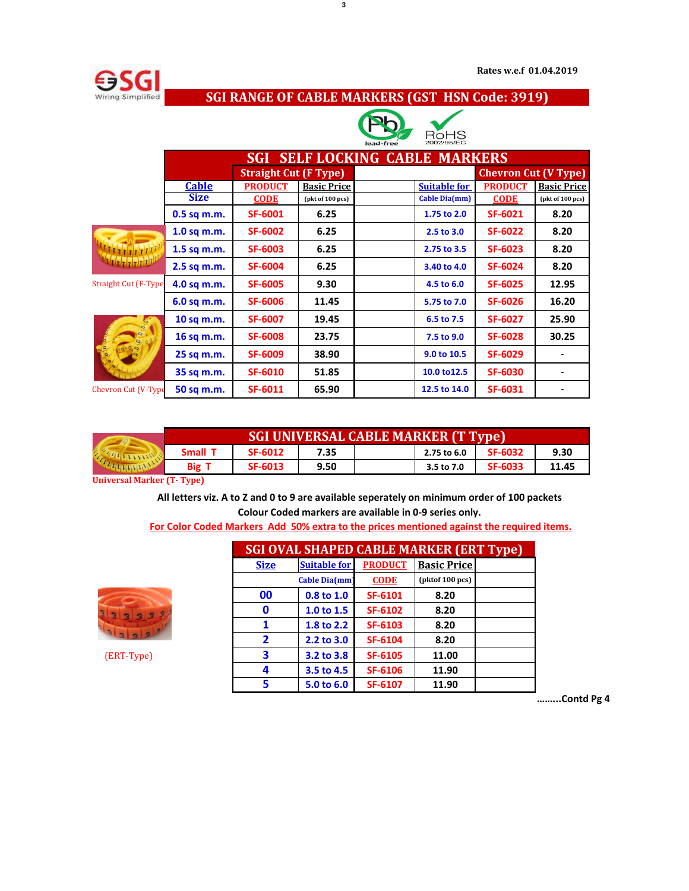Rates w.e.f 01.04.2019

# SGI RANGE OF CABLE MARKERS (GST HSN Code: 3919)

lead-free RoHS 2002/95/EC

## SGI SELF LOCKING CABLE MARKERS

| Straight Cut (F Type) | | | | Chevron Cut (V Type) | | |
|---|---|---|---|---|---|---|
| Cable Size | PRODUCT CODE | Basic Price (pkt of 100 pcs) | | Suitable for Cable Dia(mm) | PRODUCT CODE | Basic Price (pkt of 100 pcs) |
| 0.5 sq m.m. | SF-6001 | 6.25 | | 1.75 to 2.0 | SF-6021 | 8.20 |
| 1.0 sq m.m. | SF-6002 | 6.25 | | 2.5 to 3.0 | SF-6022 | 8.20 |
| 1.5 sq m.m. | SF-6003 | 6.25 | | 2.75 to 3.5 | SF-6023 | 8.20 |
| 2.5 sq m.m. | SF-6004 | 6.25 | | 3.40 to 4.0 | SF-6024 | 8.20 |
| 4.0 sq m.m. | SF-6005 | 9.30 | | 4.5 to 6.0 | SF-6025 | 12.95 |
| 6.0 sq m.m. | SF-6006 | 11.45 | | 5.75 to 7.0 | SF-6026 | 16.20 |
| 10 sq m.m. | SF-6007 | 19.45 | | 6.5 to 7.5 | SF-6027 | 25.90 |
| 16 sq m.m. | SF-6008 | 23.75 | | 7.5 to 9.0 | SF-6028 | 30.25 |
| 25 sq m.m. | SF-6009 | 38.90 | | 9.0 to 10.5 | SF-6029 | - |
| 35 sq m.m. | SF-6010 | 51.85 | | 10.0 to12.5 | SF-6030 | - |
| 50 sq m.m. | SF-6011 | 65.90 | | 12.5 to 14.0 | SF-6031 | - |

Straight Cut (F-Type)

Chevron Cut (V-Type)

## SGI UNIVERSAL CABLE MARKER (T Type)

| | | | | | | |
|---|---|---|---|---|---|---|
| Small T | SF-6012 | 7.35 | | 2.75 to 6.0 | SF-6032 | 9.30 |
| Big T | SF-6013 | 9.50 | | 3.5 to 7.0 | SF-6033 | 11.45 |

Universal Marker (T- Type)

**All letters viz. A to Z and 0 to 9 are available seperately on minimum order of 100 packets**

**Colour Coded markers are available in 0-9 series only.**

**For Color Coded Markers Add 50% extra to the prices mentioned against the required items.**

## SGI OVAL SHAPED CABLE MARKER (ERT Type)

| Size | Suitable for Cable Dia(mm) | PRODUCT CODE | Basic Price (pktof 100 pcs) | |
|---|---|---|---|---|
| 00 | 0.8 to 1.0 | SF-6101 | 8.20 | |
| 0 | 1.0 to 1.5 | SF-6102 | 8.20 | |
| 1 | 1.8 to 2.2 | SF-6103 | 8.20 | |
| 2 | 2.2 to 3.0 | SF-6104 | 8.20 | |
| 3 | 3.2 to 3.8 | SF-6105 | 11.00 | |
| 4 | 3.5 to 4.5 | SF-6106 | 11.90 | |
| 5 | 5.0 to 6.0 | SF-6107 | 11.90 | |

(ERT-Type)

.........Contd Pg 4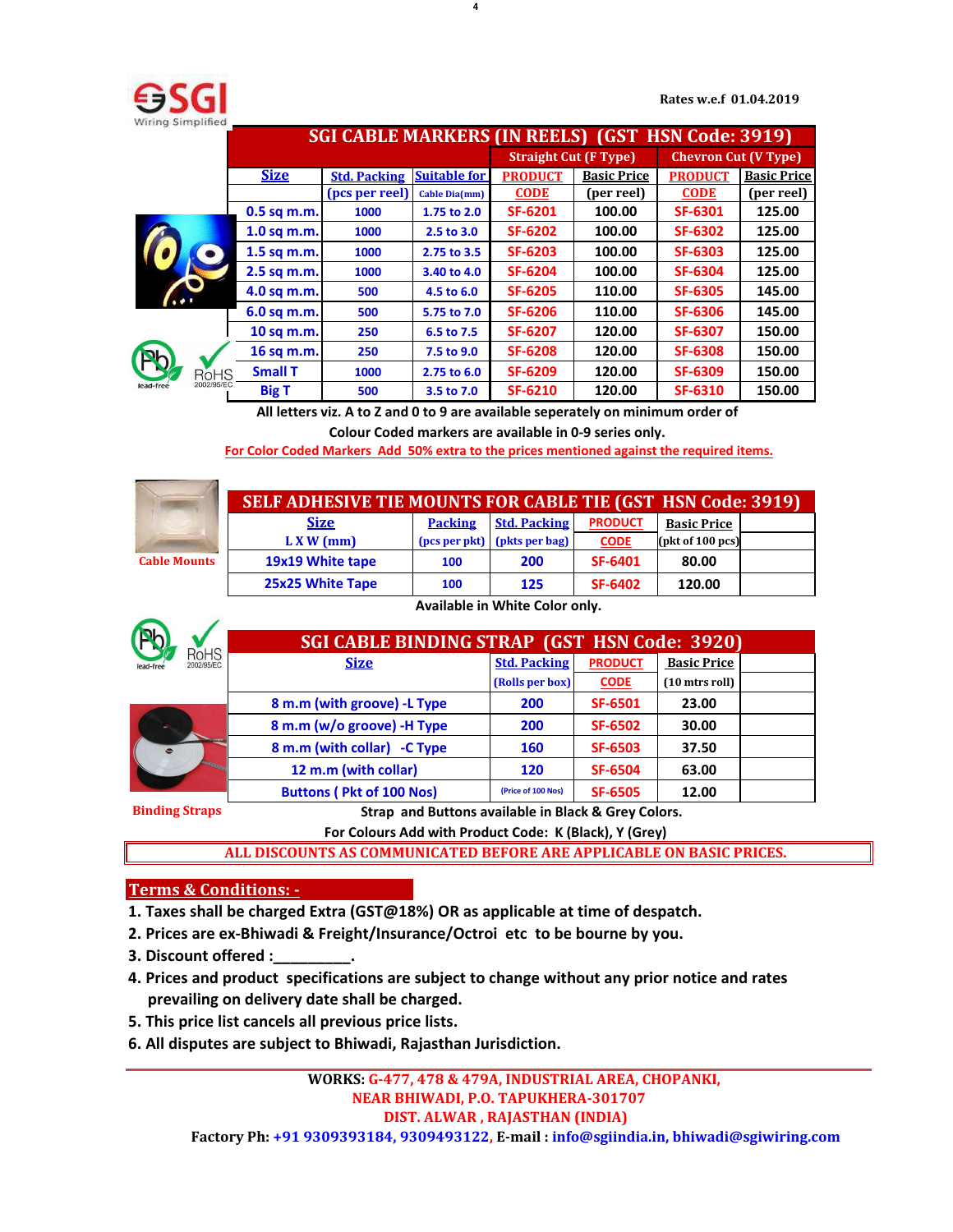SGI Wiring Simplified

Rates w.e.f 01.04.2019

## SGI CABLE MARKERS (IN REELS) (GST HSN Code: 3919)

| Size | Std. Packing (pcs per reel) | Suitable for Cable Dia(mm) | Straight Cut (F Type) PRODUCT CODE | Straight Cut (F Type) Basic Price (per reel) | Chevron Cut (V Type) PRODUCT CODE | Chevron Cut (V Type) Basic Price (per reel) |
|---|---|---|---|---|---|---|
| 0.5 sq m.m. | 1000 | 1.75 to 2.0 | SF-6201 | 100.00 | SF-6301 | 125.00 |
| 1.0 sq m.m. | 1000 | 2.5 to 3.0 | SF-6202 | 100.00 | SF-6302 | 125.00 |
| 1.5 sq m.m. | 1000 | 2.75 to 3.5 | SF-6203 | 100.00 | SF-6303 | 125.00 |
| 2.5 sq m.m. | 1000 | 3.40 to 4.0 | SF-6204 | 100.00 | SF-6304 | 125.00 |
| 4.0 sq m.m. | 500 | 4.5 to 6.0 | SF-6205 | 110.00 | SF-6305 | 145.00 |
| 6.0 sq m.m. | 500 | 5.75 to 7.0 | SF-6206 | 110.00 | SF-6306 | 145.00 |
| 10 sq m.m. | 250 | 6.5 to 7.5 | SF-6207 | 120.00 | SF-6307 | 150.00 |
| 16 sq m.m. | 250 | 7.5 to 9.0 | SF-6208 | 120.00 | SF-6308 | 150.00 |
| Small T | 1000 | 2.75 to 6.0 | SF-6209 | 120.00 | SF-6309 | 150.00 |
| Big T | 500 | 3.5 to 7.0 | SF-6210 | 120.00 | SF-6310 | 150.00 |

Pb lead-free | RoHS 2002/95/EC

All letters viz. A to Z and 0 to 9 are available seperately on minimum order of

Colour Coded markers are available in 0-9 series only.

For Color Coded Markers Add 50% extra to the prices mentioned against the required items.

## SELF ADHESIVE TIE MOUNTS FOR CABLE TIE (GST HSN Code: 3919)

| Size L X W (mm) | Packing (pcs per pkt) | Std. Packing (pkts per bag) | PRODUCT CODE | Basic Price (pkt of 100 pcs) |
|---|---|---|---|---|
| 19x19 White tape | 100 | 200 | SF-6401 | 80.00 |
| 25x25 White Tape | 100 | 125 | SF-6402 | 120.00 |

Cable Mounts

Available in White Color only.

## SGI CABLE BINDING STRAP (GST HSN Code: 3920)

Pb lead-free | RoHS 2002/95/EC

| Size | Std. Packing (Rolls per box) | PRODUCT CODE | Basic Price (10 mtrs roll) |
|---|---|---|---|
| 8 m.m (with groove) -L Type | 200 | SF-6501 | 23.00 |
| 8 m.m (w/o groove) -H Type | 200 | SF-6502 | 30.00 |
| 8 m.m (with collar) -C Type | 160 | SF-6503 | 37.50 |
| 12 m.m (with collar) | 120 | SF-6504 | 63.00 |
| Buttons ( Pkt of 100 Nos) | (Price of 100 Nos) | SF-6505 | 12.00 |

Binding Straps

Strap and Buttons available in Black & Grey Colors.

For Colours Add with Product Code: K (Black), Y (Grey)

**ALL DISCOUNTS AS COMMUNICATED BEFORE ARE APPLICABLE ON BASIC PRICES.**

## Terms & Conditions: -

1. Taxes shall be charged Extra (GST@18%) OR as applicable at time of despatch.
2. Prices are ex-Bhiwadi & Freight/Insurance/Octroi etc to be bourne by you.
3. Discount offered :_________.
4. Prices and product specifications are subject to change without any prior notice and rates prevailing on delivery date shall be charged.
5. This price list cancels all previous price lists.
6. All disputes are subject to Bhiwadi, Rajasthan Jurisdiction.

**WORKS:** G-477, 478 & 479A, INDUSTRIAL AREA, CHOPANKI,
NEAR BHIWADI, P.O. TAPUKHERA-301707
DIST. ALWAR , RAJASTHAN (INDIA)
**Factory Ph:** +91 9309393184, 9309493122, **E-mail :** info@sgiindia.in, bhiwadi@sgiwiring.com